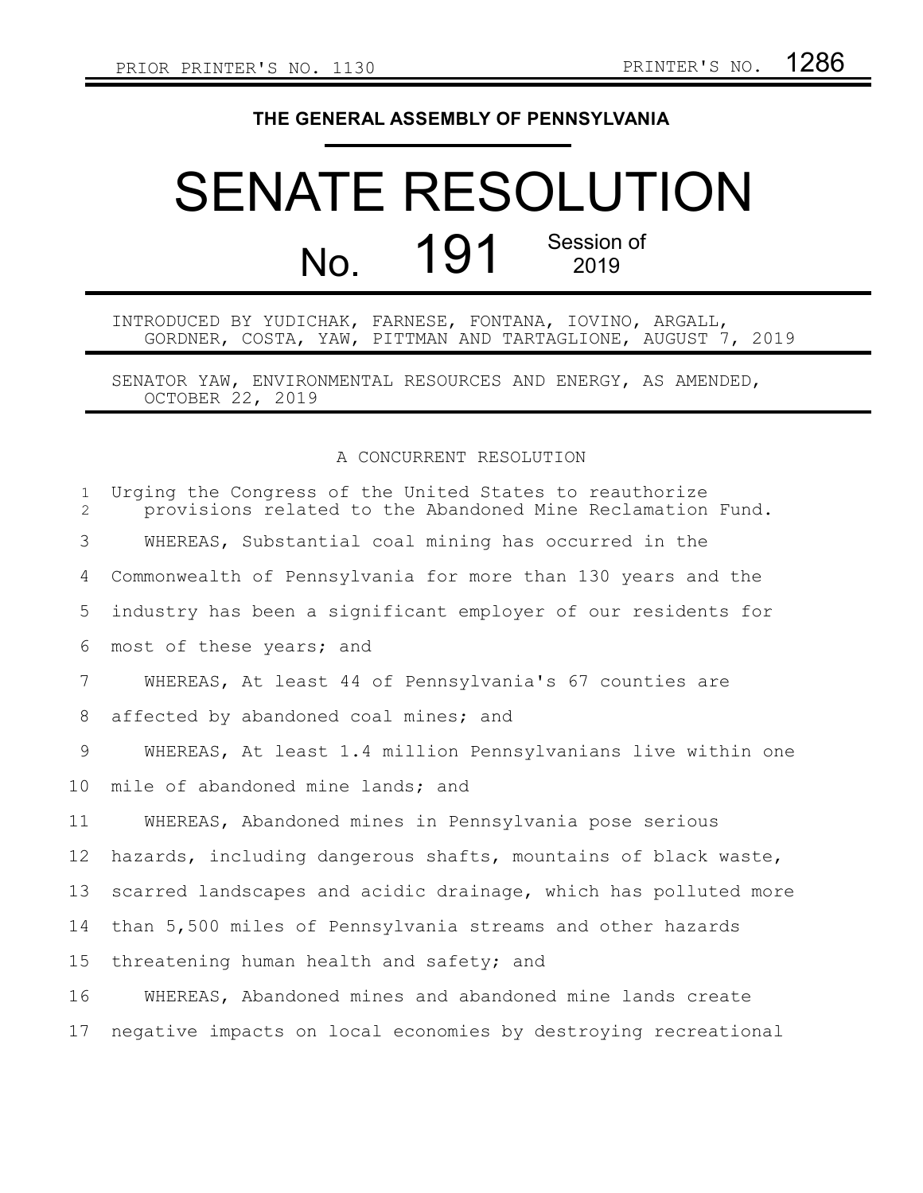PRIOR PRINTER'S NO. 1130 PRINTER'S NO. 1286

**THE GENERAL ASSEMBLY OF PENNSYLVANIA**

# SENATE RESOLUTION

# No. 191 Session of 2019

INTRODUCED BY YUDICHAK, FARNESE, FONTANA, IOVINO, ARGALL, GORDNER, COSTA, YAW, PITTMAN AND TARTAGLIONE, AUGUST 7, 2019

SENATOR YAW, ENVIRONMENTAL RESOURCES AND ENERGY, AS AMENDED, OCTOBER 22, 2019

A CONCURRENT RESOLUTION

Urging the Congress of the United States to reauthorize provisions related to the Abandoned Mine Reclamation Fund.

WHEREAS, Substantial coal mining has occurred in the Commonwealth of Pennsylvania for more than 130 years and the industry has been a significant employer of our residents for most of these years; and

WHEREAS, At least 44 of Pennsylvania's 67 counties are affected by abandoned coal mines; and

WHEREAS, At least 1.4 million Pennsylvanians live within one mile of abandoned mine lands; and

WHEREAS, Abandoned mines in Pennsylvania pose serious hazards, including dangerous shafts, mountains of black waste, scarred landscapes and acidic drainage, which has polluted more than 5,500 miles of Pennsylvania streams and other hazards threatening human health and safety; and

WHEREAS, Abandoned mines and abandoned mine lands create negative impacts on local economies by destroying recreational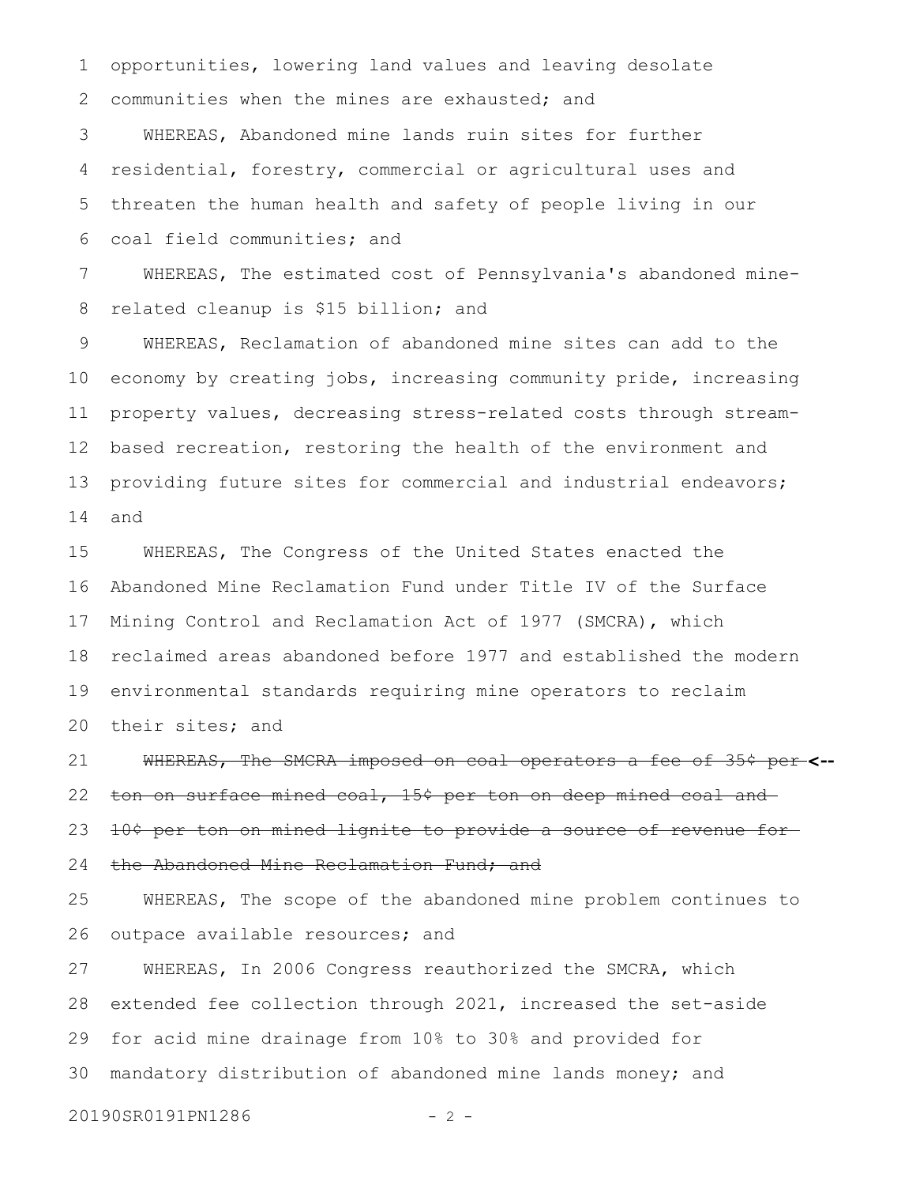opportunities, lowering land values and leaving desolate communities when the mines are exhausted; and

WHEREAS, Abandoned mine lands ruin sites for further residential, forestry, commercial or agricultural uses and threaten the human health and safety of people living in our coal field communities; and

WHEREAS, The estimated cost of Pennsylvania's abandoned mine-related cleanup is $15 billion; and

WHEREAS, Reclamation of abandoned mine sites can add to the economy by creating jobs, increasing community pride, increasing property values, decreasing stress-related costs through stream-based recreation, restoring the health of the environment and providing future sites for commercial and industrial endeavors; and

WHEREAS, The Congress of the United States enacted the Abandoned Mine Reclamation Fund under Title IV of the Surface Mining Control and Reclamation Act of 1977 (SMCRA), which reclaimed areas abandoned before 1977 and established the modern environmental standards requiring mine operators to reclaim their sites; and

~~WHEREAS, The SMCRA imposed on coal operators a fee of 35¢ per ton on surface mined coal, 15¢ per ton on deep mined coal and 10¢ per ton on mined lignite to provide a source of revenue for the Abandoned Mine Reclamation Fund; and~~ <--

WHEREAS, The scope of the abandoned mine problem continues to outpace available resources; and

WHEREAS, In 2006 Congress reauthorized the SMCRA, which extended fee collection through 2021, increased the set-aside for acid mine drainage from 10% to 30% and provided for mandatory distribution of abandoned mine lands money; and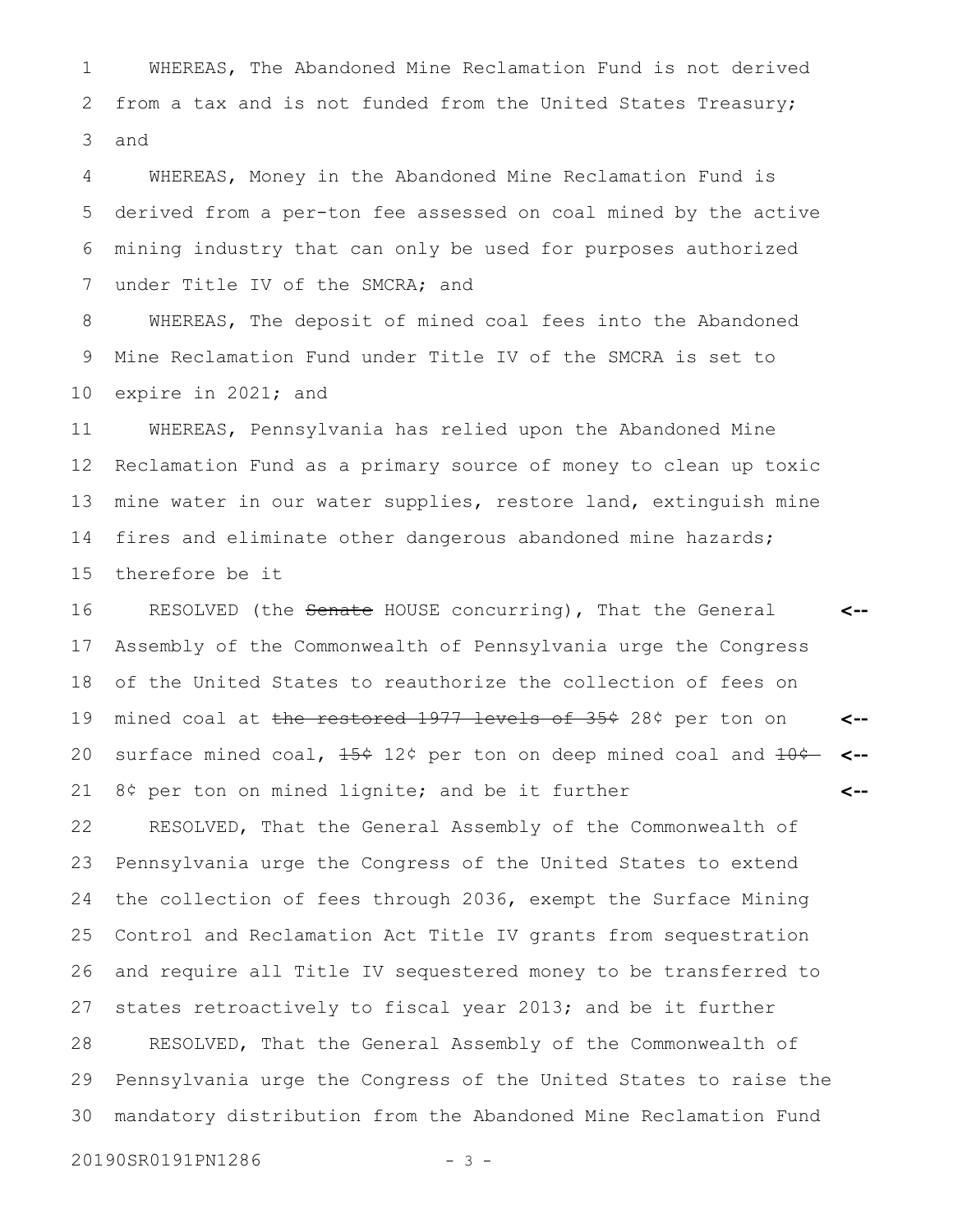WHEREAS, The Abandoned Mine Reclamation Fund is not derived from a tax and is not funded from the United States Treasury; and

WHEREAS, Money in the Abandoned Mine Reclamation Fund is derived from a per-ton fee assessed on coal mined by the active mining industry that can only be used for purposes authorized under Title IV of the SMCRA; and

WHEREAS, The deposit of mined coal fees into the Abandoned Mine Reclamation Fund under Title IV of the SMCRA is set to expire in 2021; and

WHEREAS, Pennsylvania has relied upon the Abandoned Mine Reclamation Fund as a primary source of money to clean up toxic mine water in our water supplies, restore land, extinguish mine fires and eliminate other dangerous abandoned mine hazards; therefore be it

RESOLVED (the ~~Senate~~ HOUSE concurring), That the General Assembly of the Commonwealth of Pennsylvania urge the Congress of the United States to reauthorize the collection of fees on mined coal at ~~the restored 1977 levels of 35¢~~ 28¢ per ton on surface mined coal, ~~15¢~~ 12¢ per ton on deep mined coal and ~~10¢~~ 8¢ per ton on mined lignite; and be it further

RESOLVED, That the General Assembly of the Commonwealth of Pennsylvania urge the Congress of the United States to extend the collection of fees through 2036, exempt the Surface Mining Control and Reclamation Act Title IV grants from sequestration and require all Title IV sequestered money to be transferred to states retroactively to fiscal year 2013; and be it further

RESOLVED, That the General Assembly of the Commonwealth of Pennsylvania urge the Congress of the United States to raise the mandatory distribution from the Abandoned Mine Reclamation Fund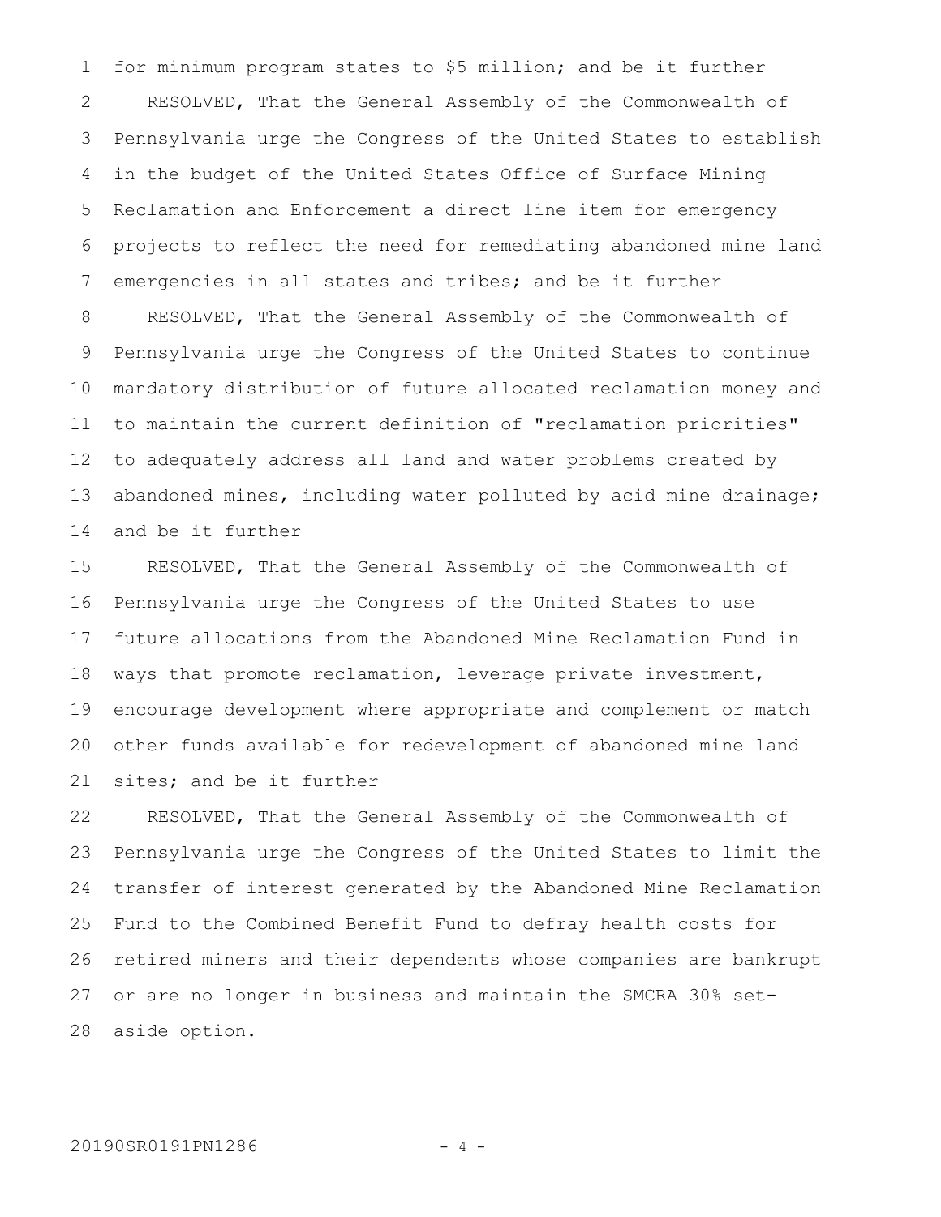for minimum program states to $5 million; and be it further

RESOLVED, That the General Assembly of the Commonwealth of Pennsylvania urge the Congress of the United States to establish in the budget of the United States Office of Surface Mining Reclamation and Enforcement a direct line item for emergency projects to reflect the need for remediating abandoned mine land emergencies in all states and tribes; and be it further

RESOLVED, That the General Assembly of the Commonwealth of Pennsylvania urge the Congress of the United States to continue mandatory distribution of future allocated reclamation money and to maintain the current definition of "reclamation priorities" to adequately address all land and water problems created by abandoned mines, including water polluted by acid mine drainage; and be it further

RESOLVED, That the General Assembly of the Commonwealth of Pennsylvania urge the Congress of the United States to use future allocations from the Abandoned Mine Reclamation Fund in ways that promote reclamation, leverage private investment, encourage development where appropriate and complement or match other funds available for redevelopment of abandoned mine land sites; and be it further

RESOLVED, That the General Assembly of the Commonwealth of Pennsylvania urge the Congress of the United States to limit the transfer of interest generated by the Abandoned Mine Reclamation Fund to the Combined Benefit Fund to defray health costs for retired miners and their dependents whose companies are bankrupt or are no longer in business and maintain the SMCRA 30% set-aside option.